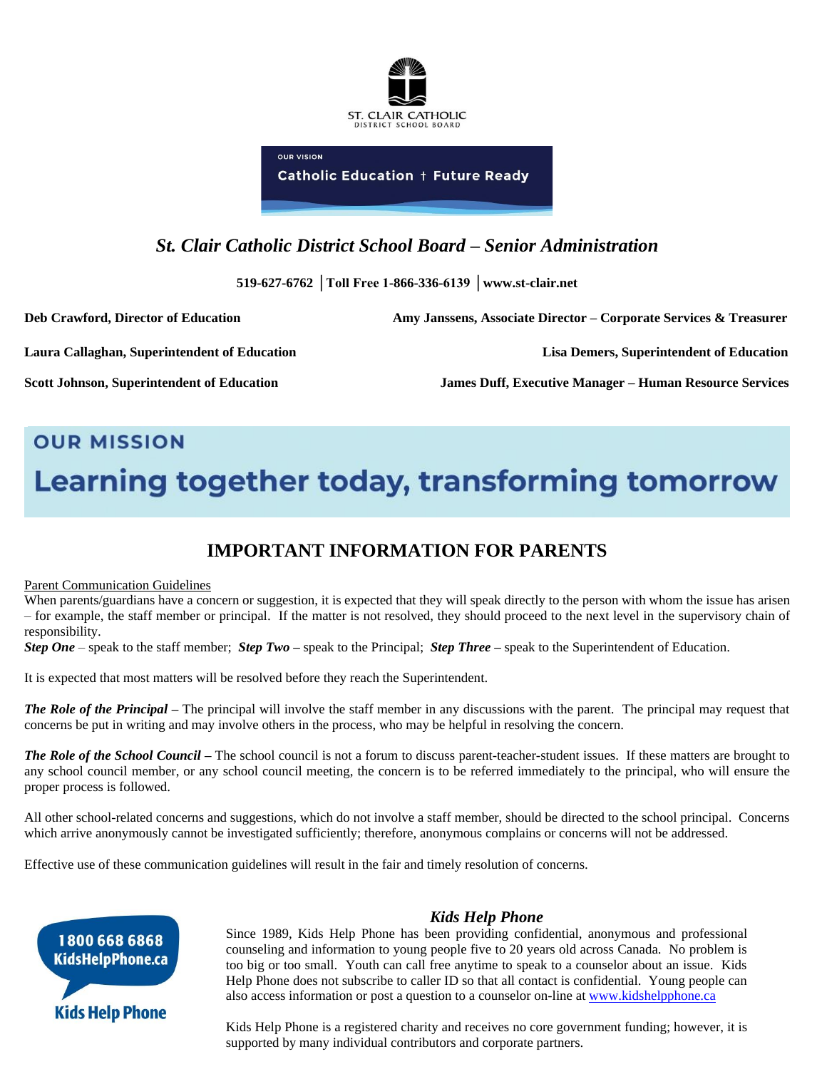ST. CLAIR CATHOLIC
DISTRICT SCHOOL BOARD

OUR VISION

**Catholic Education † Future Ready**

## *St. Clair Catholic District School Board – Senior Administration*

**519-627-6762 │Toll Free 1-866-336-6139 │www.st-clair.net**

**Deb Crawford, Director of Education**

**Amy Janssens, Associate Director – Corporate Services & Treasurer**

**Laura Callaghan, Superintendent of Education**

**Lisa Demers, Superintendent of Education**

**Scott Johnson, Superintendent of Education**

**James Duff, Executive Manager – Human Resource Services**

OUR MISSION

**Learning together today, transforming tomorrow**

# IMPORTANT INFORMATION FOR PARENTS

Parent Communication Guidelines

When parents/guardians have a concern or suggestion, it is expected that they will speak directly to the person with whom the issue has arisen – for example, the staff member or principal. If the matter is not resolved, they should proceed to the next level in the supervisory chain of responsibility.

***Step One*** – speak to the staff member; ***Step Two*** **–** speak to the Principal; ***Step Three*** **–** speak to the Superintendent of Education.

It is expected that most matters will be resolved before they reach the Superintendent.

***The Role of the Principal*** **–** The principal will involve the staff member in any discussions with the parent. The principal may request that concerns be put in writing and may involve others in the process, who may be helpful in resolving the concern.

***The Role of the School Council*** **–** The school council is not a forum to discuss parent-teacher-student issues. If these matters are brought to any school council member, or any school council meeting, the concern is to be referred immediately to the principal, who will ensure the proper process is followed.

All other school-related concerns and suggestions, which do not involve a staff member, should be directed to the school principal. Concerns which arrive anonymously cannot be investigated sufficiently; therefore, anonymous complains or concerns will not be addressed.

Effective use of these communication guidelines will result in the fair and timely resolution of concerns.

1 800 668 6868
KidsHelpPhone.ca
Kids Help Phone

### *Kids Help Phone*

Since 1989, Kids Help Phone has been providing confidential, anonymous and professional counseling and information to young people five to 20 years old across Canada. No problem is too big or too small. Youth can call free anytime to speak to a counselor about an issue. Kids Help Phone does not subscribe to caller ID so that all contact is confidential. Young people can also access information or post a question to a counselor on-line at www.kidshelpphone.ca

Kids Help Phone is a registered charity and receives no core government funding; however, it is supported by many individual contributors and corporate partners.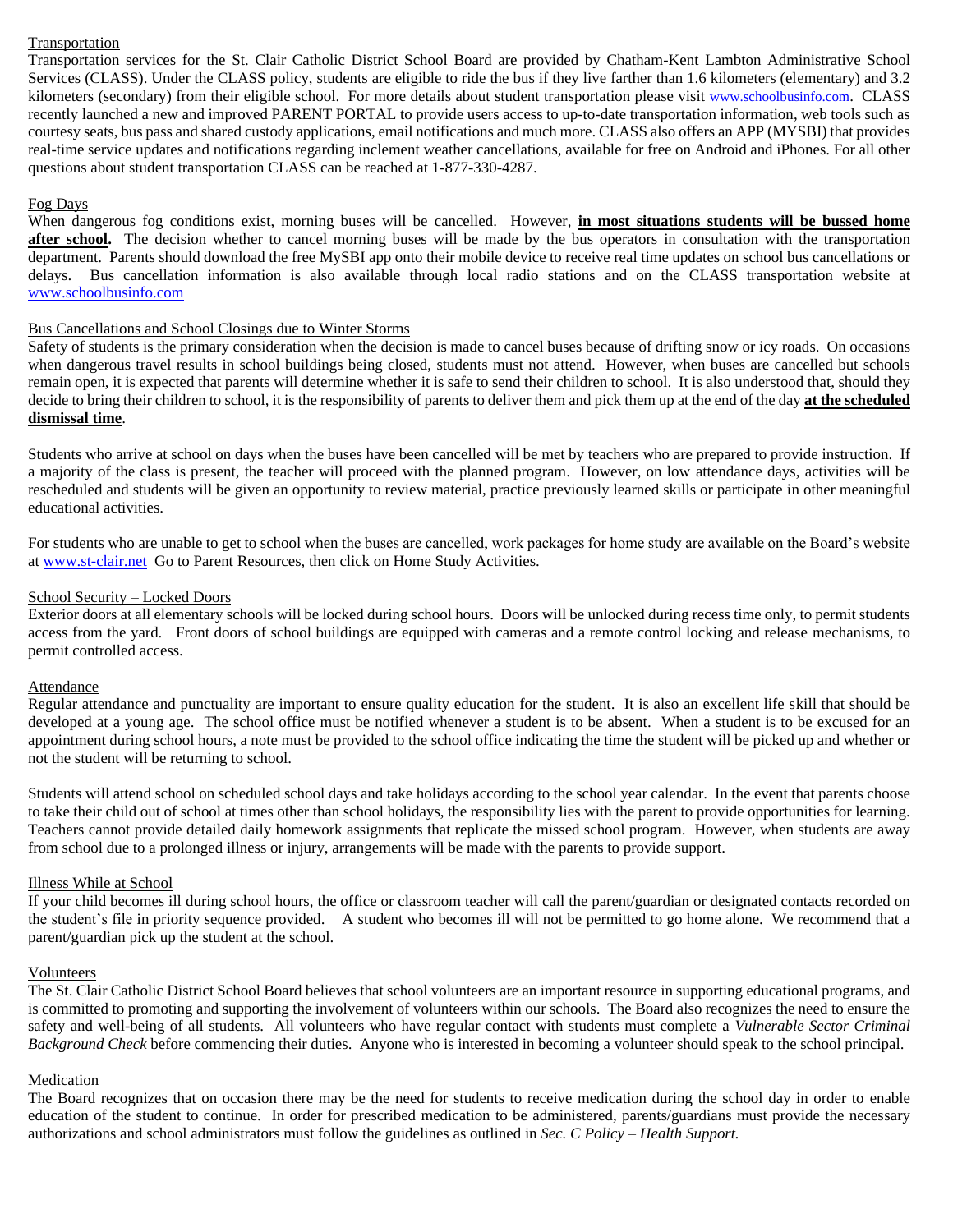## Transportation

Transportation services for the St. Clair Catholic District School Board are provided by Chatham-Kent Lambton Administrative School Services (CLASS). Under the CLASS policy, students are eligible to ride the bus if they live farther than 1.6 kilometers (elementary) and 3.2 kilometers (secondary) from their eligible school. For more details about student transportation please visit www.schoolbusinfo.com. CLASS recently launched a new and improved PARENT PORTAL to provide users access to up-to-date transportation information, web tools such as courtesy seats, bus pass and shared custody applications, email notifications and much more. CLASS also offers an APP (MYSBI) that provides real-time service updates and notifications regarding inclement weather cancellations, available for free on Android and iPhones. For all other questions about student transportation CLASS can be reached at 1-877-330-4287.

## Fog Days

When dangerous fog conditions exist, morning buses will be cancelled. However, **in most situations students will be bussed home after school.** The decision whether to cancel morning buses will be made by the bus operators in consultation with the transportation department. Parents should download the free MySBI app onto their mobile device to receive real time updates on school bus cancellations or delays. Bus cancellation information is also available through local radio stations and on the CLASS transportation website at www.schoolbusinfo.com

## Bus Cancellations and School Closings due to Winter Storms

Safety of students is the primary consideration when the decision is made to cancel buses because of drifting snow or icy roads. On occasions when dangerous travel results in school buildings being closed, students must not attend. However, when buses are cancelled but schools remain open, it is expected that parents will determine whether it is safe to send their children to school. It is also understood that, should they decide to bring their children to school, it is the responsibility of parents to deliver them and pick them up at the end of the day **at the scheduled dismissal time**.

Students who arrive at school on days when the buses have been cancelled will be met by teachers who are prepared to provide instruction. If a majority of the class is present, the teacher will proceed with the planned program. However, on low attendance days, activities will be rescheduled and students will be given an opportunity to review material, practice previously learned skills or participate in other meaningful educational activities.

For students who are unable to get to school when the buses are cancelled, work packages for home study are available on the Board's website at www.st-clair.net Go to Parent Resources, then click on Home Study Activities.

## School Security – Locked Doors

Exterior doors at all elementary schools will be locked during school hours. Doors will be unlocked during recess time only, to permit students access from the yard. Front doors of school buildings are equipped with cameras and a remote control locking and release mechanisms, to permit controlled access.

## Attendance

Regular attendance and punctuality are important to ensure quality education for the student. It is also an excellent life skill that should be developed at a young age. The school office must be notified whenever a student is to be absent. When a student is to be excused for an appointment during school hours, a note must be provided to the school office indicating the time the student will be picked up and whether or not the student will be returning to school.

Students will attend school on scheduled school days and take holidays according to the school year calendar. In the event that parents choose to take their child out of school at times other than school holidays, the responsibility lies with the parent to provide opportunities for learning. Teachers cannot provide detailed daily homework assignments that replicate the missed school program. However, when students are away from school due to a prolonged illness or injury, arrangements will be made with the parents to provide support.

## Illness While at School

If your child becomes ill during school hours, the office or classroom teacher will call the parent/guardian or designated contacts recorded on the student's file in priority sequence provided. A student who becomes ill will not be permitted to go home alone. We recommend that a parent/guardian pick up the student at the school.

## Volunteers

The St. Clair Catholic District School Board believes that school volunteers are an important resource in supporting educational programs, and is committed to promoting and supporting the involvement of volunteers within our schools. The Board also recognizes the need to ensure the safety and well-being of all students. All volunteers who have regular contact with students must complete a *Vulnerable Sector Criminal Background Check* before commencing their duties. Anyone who is interested in becoming a volunteer should speak to the school principal.

## Medication

The Board recognizes that on occasion there may be the need for students to receive medication during the school day in order to enable education of the student to continue. In order for prescribed medication to be administered, parents/guardians must provide the necessary authorizations and school administrators must follow the guidelines as outlined in *Sec. C Policy – Health Support.*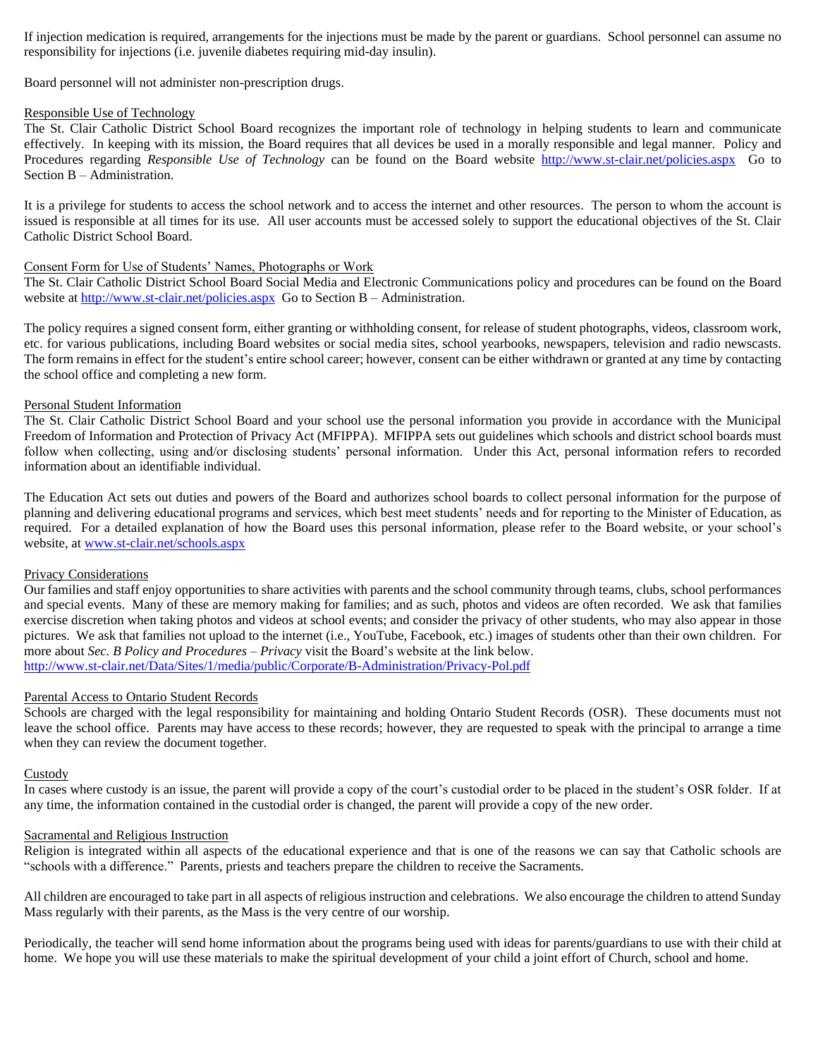If injection medication is required, arrangements for the injections must be made by the parent or guardians. School personnel can assume no responsibility for injections (i.e. juvenile diabetes requiring mid-day insulin).

Board personnel will not administer non-prescription drugs.

## Responsible Use of Technology

The St. Clair Catholic District School Board recognizes the important role of technology in helping students to learn and communicate effectively. In keeping with its mission, the Board requires that all devices be used in a morally responsible and legal manner. Policy and Procedures regarding *Responsible Use of Technology* can be found on the Board website http://www.st-clair.net/policies.aspx Go to Section B – Administration.

It is a privilege for students to access the school network and to access the internet and other resources. The person to whom the account is issued is responsible at all times for its use. All user accounts must be accessed solely to support the educational objectives of the St. Clair Catholic District School Board.

## Consent Form for Use of Students' Names, Photographs or Work

The St. Clair Catholic District School Board Social Media and Electronic Communications policy and procedures can be found on the Board website at http://www.st-clair.net/policies.aspx Go to Section B – Administration.

The policy requires a signed consent form, either granting or withholding consent, for release of student photographs, videos, classroom work, etc. for various publications, including Board websites or social media sites, school yearbooks, newspapers, television and radio newscasts. The form remains in effect for the student's entire school career; however, consent can be either withdrawn or granted at any time by contacting the school office and completing a new form.

## Personal Student Information

The St. Clair Catholic District School Board and your school use the personal information you provide in accordance with the Municipal Freedom of Information and Protection of Privacy Act (MFIPPA). MFIPPA sets out guidelines which schools and district school boards must follow when collecting, using and/or disclosing students' personal information. Under this Act, personal information refers to recorded information about an identifiable individual.

The Education Act sets out duties and powers of the Board and authorizes school boards to collect personal information for the purpose of planning and delivering educational programs and services, which best meet students' needs and for reporting to the Minister of Education, as required. For a detailed explanation of how the Board uses this personal information, please refer to the Board website, or your school's website, at www.st-clair.net/schools.aspx

## Privacy Considerations

Our families and staff enjoy opportunities to share activities with parents and the school community through teams, clubs, school performances and special events. Many of these are memory making for families; and as such, photos and videos are often recorded. We ask that families exercise discretion when taking photos and videos at school events; and consider the privacy of other students, who may also appear in those pictures. We ask that families not upload to the internet (i.e., YouTube, Facebook, etc.) images of students other than their own children. For more about *Sec. B Policy and Procedures – Privacy* visit the Board's website at the link below.
http://www.st-clair.net/Data/Sites/1/media/public/Corporate/B-Administration/Privacy-Pol.pdf

## Parental Access to Ontario Student Records

Schools are charged with the legal responsibility for maintaining and holding Ontario Student Records (OSR). These documents must not leave the school office. Parents may have access to these records; however, they are requested to speak with the principal to arrange a time when they can review the document together.

## Custody

In cases where custody is an issue, the parent will provide a copy of the court's custodial order to be placed in the student's OSR folder. If at any time, the information contained in the custodial order is changed, the parent will provide a copy of the new order.

## Sacramental and Religious Instruction

Religion is integrated within all aspects of the educational experience and that is one of the reasons we can say that Catholic schools are "schools with a difference." Parents, priests and teachers prepare the children to receive the Sacraments.

All children are encouraged to take part in all aspects of religious instruction and celebrations. We also encourage the children to attend Sunday Mass regularly with their parents, as the Mass is the very centre of our worship.

Periodically, the teacher will send home information about the programs being used with ideas for parents/guardians to use with their child at home. We hope you will use these materials to make the spiritual development of your child a joint effort of Church, school and home.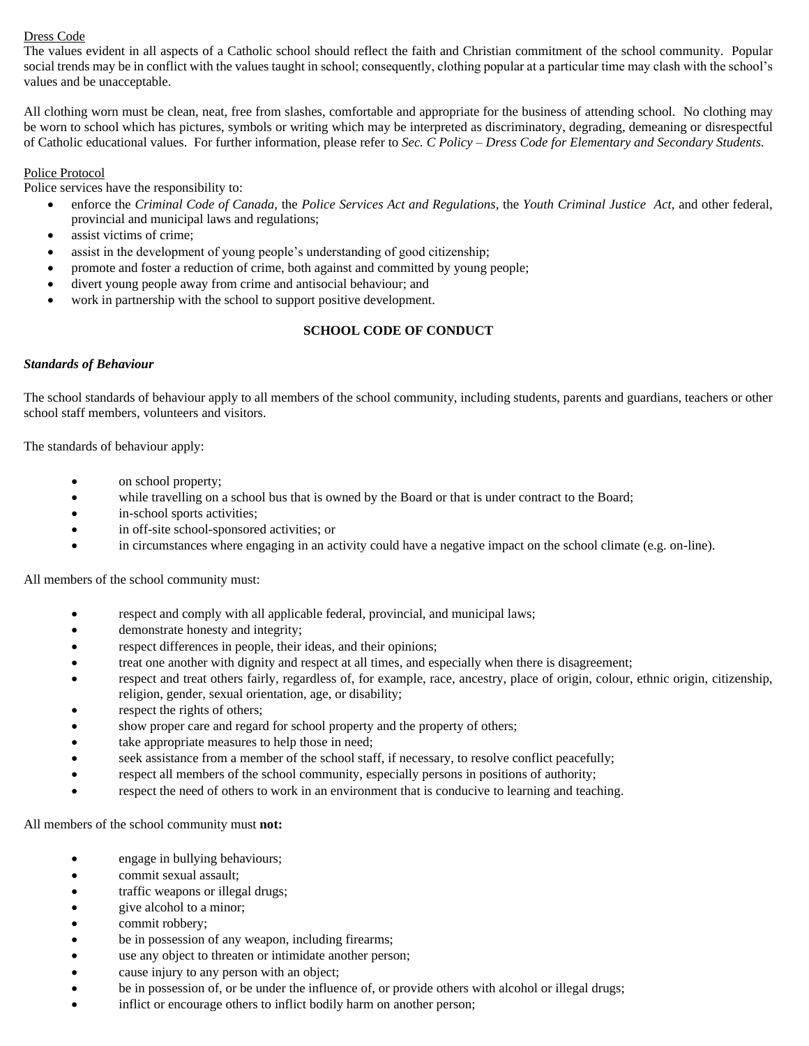<u>Dress Code</u>

The values evident in all aspects of a Catholic school should reflect the faith and Christian commitment of the school community. Popular social trends may be in conflict with the values taught in school; consequently, clothing popular at a particular time may clash with the school's values and be unacceptable.

All clothing worn must be clean, neat, free from slashes, comfortable and appropriate for the business of attending school. No clothing may be worn to school which has pictures, symbols or writing which may be interpreted as discriminatory, degrading, demeaning or disrespectful of Catholic educational values. For further information, please refer to *Sec. C Policy – Dress Code for Elementary and Secondary Students.*

<u>Police Protocol</u>

Police services have the responsibility to:

- enforce the *Criminal Code of Canada*, the *Police Services Act and Regulations*, the *Youth Criminal Justice Act*, and other federal, provincial and municipal laws and regulations;
- assist victims of crime;
- assist in the development of young people's understanding of good citizenship;
- promote and foster a reduction of crime, both against and committed by young people;
- divert young people away from crime and antisocial behaviour; and
- work in partnership with the school to support positive development.

## SCHOOL CODE OF CONDUCT

***Standards of Behaviour***

The school standards of behaviour apply to all members of the school community, including students, parents and guardians, teachers or other school staff members, volunteers and visitors.

The standards of behaviour apply:

- on school property;
- while travelling on a school bus that is owned by the Board or that is under contract to the Board;
- in-school sports activities;
- in off-site school-sponsored activities; or
- in circumstances where engaging in an activity could have a negative impact on the school climate (e.g. on-line).

All members of the school community must:

- respect and comply with all applicable federal, provincial, and municipal laws;
- demonstrate honesty and integrity;
- respect differences in people, their ideas, and their opinions;
- treat one another with dignity and respect at all times, and especially when there is disagreement;
- respect and treat others fairly, regardless of, for example, race, ancestry, place of origin, colour, ethnic origin, citizenship, religion, gender, sexual orientation, age, or disability;
- respect the rights of others;
- show proper care and regard for school property and the property of others;
- take appropriate measures to help those in need;
- seek assistance from a member of the school staff, if necessary, to resolve conflict peacefully;
- respect all members of the school community, especially persons in positions of authority;
- respect the need of others to work in an environment that is conducive to learning and teaching.

All members of the school community must **not:**

- engage in bullying behaviours;
- commit sexual assault;
- traffic weapons or illegal drugs;
- give alcohol to a minor;
- commit robbery;
- be in possession of any weapon, including firearms;
- use any object to threaten or intimidate another person;
- cause injury to any person with an object;
- be in possession of, or be under the influence of, or provide others with alcohol or illegal drugs;
- inflict or encourage others to inflict bodily harm on another person;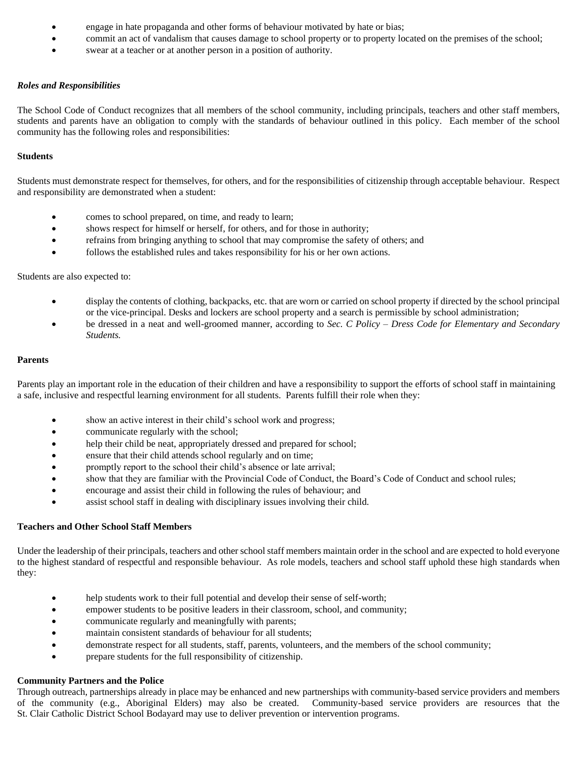- engage in hate propaganda and other forms of behaviour motivated by hate or bias;
- commit an act of vandalism that causes damage to school property or to property located on the premises of the school;
- swear at a teacher or at another person in a position of authority.

***Roles and Responsibilities***

The School Code of Conduct recognizes that all members of the school community, including principals, teachers and other staff members, students and parents have an obligation to comply with the standards of behaviour outlined in this policy. Each member of the school community has the following roles and responsibilities:

**Students**

Students must demonstrate respect for themselves, for others, and for the responsibilities of citizenship through acceptable behaviour. Respect and responsibility are demonstrated when a student:

- comes to school prepared, on time, and ready to learn;
- shows respect for himself or herself, for others, and for those in authority;
- refrains from bringing anything to school that may compromise the safety of others; and
- follows the established rules and takes responsibility for his or her own actions.

Students are also expected to:

- display the contents of clothing, backpacks, etc. that are worn or carried on school property if directed by the school principal or the vice-principal. Desks and lockers are school property and a search is permissible by school administration;
- be dressed in a neat and well-groomed manner, according to *Sec. C Policy – Dress Code for Elementary and Secondary Students.*

**Parents**

Parents play an important role in the education of their children and have a responsibility to support the efforts of school staff in maintaining a safe, inclusive and respectful learning environment for all students. Parents fulfill their role when they:

- show an active interest in their child's school work and progress;
- communicate regularly with the school;
- help their child be neat, appropriately dressed and prepared for school;
- ensure that their child attends school regularly and on time;
- promptly report to the school their child's absence or late arrival;
- show that they are familiar with the Provincial Code of Conduct, the Board's Code of Conduct and school rules;
- encourage and assist their child in following the rules of behaviour; and
- assist school staff in dealing with disciplinary issues involving their child.

**Teachers and Other School Staff Members**

Under the leadership of their principals, teachers and other school staff members maintain order in the school and are expected to hold everyone to the highest standard of respectful and responsible behaviour. As role models, teachers and school staff uphold these high standards when they:

- help students work to their full potential and develop their sense of self-worth;
- empower students to be positive leaders in their classroom, school, and community;
- communicate regularly and meaningfully with parents;
- maintain consistent standards of behaviour for all students;
- demonstrate respect for all students, staff, parents, volunteers, and the members of the school community;
- prepare students for the full responsibility of citizenship.

**Community Partners and the Police**

Through outreach, partnerships already in place may be enhanced and new partnerships with community-based service providers and members of the community (e.g., Aboriginal Elders) may also be created. Community-based service providers are resources that the St. Clair Catholic District School Bodayard may use to deliver prevention or intervention programs.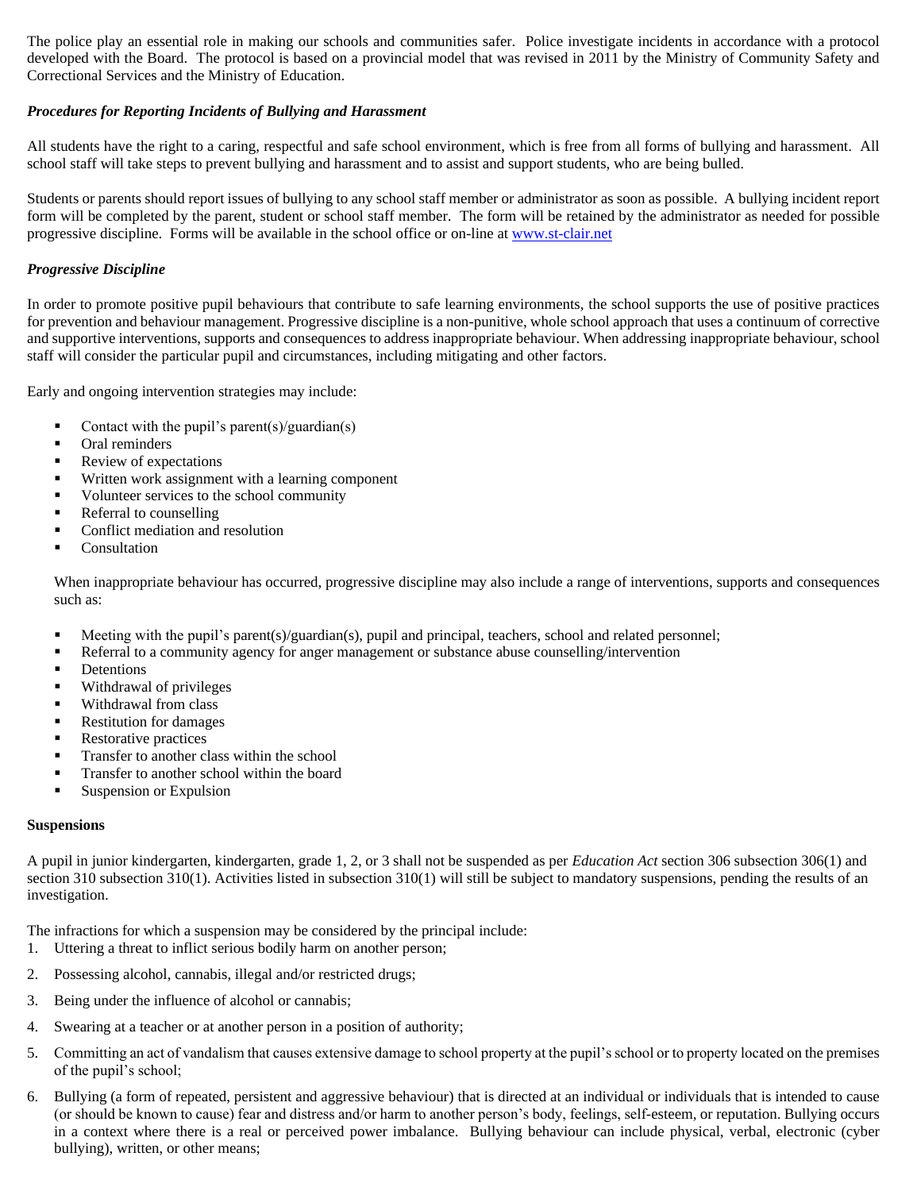The police play an essential role in making our schools and communities safer. Police investigate incidents in accordance with a protocol developed with the Board. The protocol is based on a provincial model that was revised in 2011 by the Ministry of Community Safety and Correctional Services and the Ministry of Education.

***Procedures for Reporting Incidents of Bullying and Harassment***

All students have the right to a caring, respectful and safe school environment, which is free from all forms of bullying and harassment. All school staff will take steps to prevent bullying and harassment and to assist and support students, who are being bulled.

Students or parents should report issues of bullying to any school staff member or administrator as soon as possible. A bullying incident report form will be completed by the parent, student or school staff member. The form will be retained by the administrator as needed for possible progressive discipline. Forms will be available in the school office or on-line at [www.st-clair.net](www.st-clair.net)

***Progressive Discipline***

In order to promote positive pupil behaviours that contribute to safe learning environments, the school supports the use of positive practices for prevention and behaviour management. Progressive discipline is a non-punitive, whole school approach that uses a continuum of corrective and supportive interventions, supports and consequences to address inappropriate behaviour. When addressing inappropriate behaviour, school staff will consider the particular pupil and circumstances, including mitigating and other factors.

Early and ongoing intervention strategies may include:

- Contact with the pupil's parent(s)/guardian(s)
- Oral reminders
- Review of expectations
- Written work assignment with a learning component
- Volunteer services to the school community
- Referral to counselling
- Conflict mediation and resolution
- Consultation

When inappropriate behaviour has occurred, progressive discipline may also include a range of interventions, supports and consequences such as:

- Meeting with the pupil's parent(s)/guardian(s), pupil and principal, teachers, school and related personnel;
- Referral to a community agency for anger management or substance abuse counselling/intervention
- Detentions
- Withdrawal of privileges
- Withdrawal from class
- Restitution for damages
- Restorative practices
- Transfer to another class within the school
- Transfer to another school within the board
- Suspension or Expulsion

**Suspensions**

A pupil in junior kindergarten, kindergarten, grade 1, 2, or 3 shall not be suspended as per *Education Act* section 306 subsection 306(1) and section 310 subsection 310(1). Activities listed in subsection 310(1) will still be subject to mandatory suspensions, pending the results of an investigation.

The infractions for which a suspension may be considered by the principal include:

1. Uttering a threat to inflict serious bodily harm on another person;
2. Possessing alcohol, cannabis, illegal and/or restricted drugs;
3. Being under the influence of alcohol or cannabis;
4. Swearing at a teacher or at another person in a position of authority;
5. Committing an act of vandalism that causes extensive damage to school property at the pupil's school or to property located on the premises of the pupil's school;
6. Bullying (a form of repeated, persistent and aggressive behaviour) that is directed at an individual or individuals that is intended to cause (or should be known to cause) fear and distress and/or harm to another person's body, feelings, self-esteem, or reputation. Bullying occurs in a context where there is a real or perceived power imbalance. Bullying behaviour can include physical, verbal, electronic (cyber bullying), written, or other means;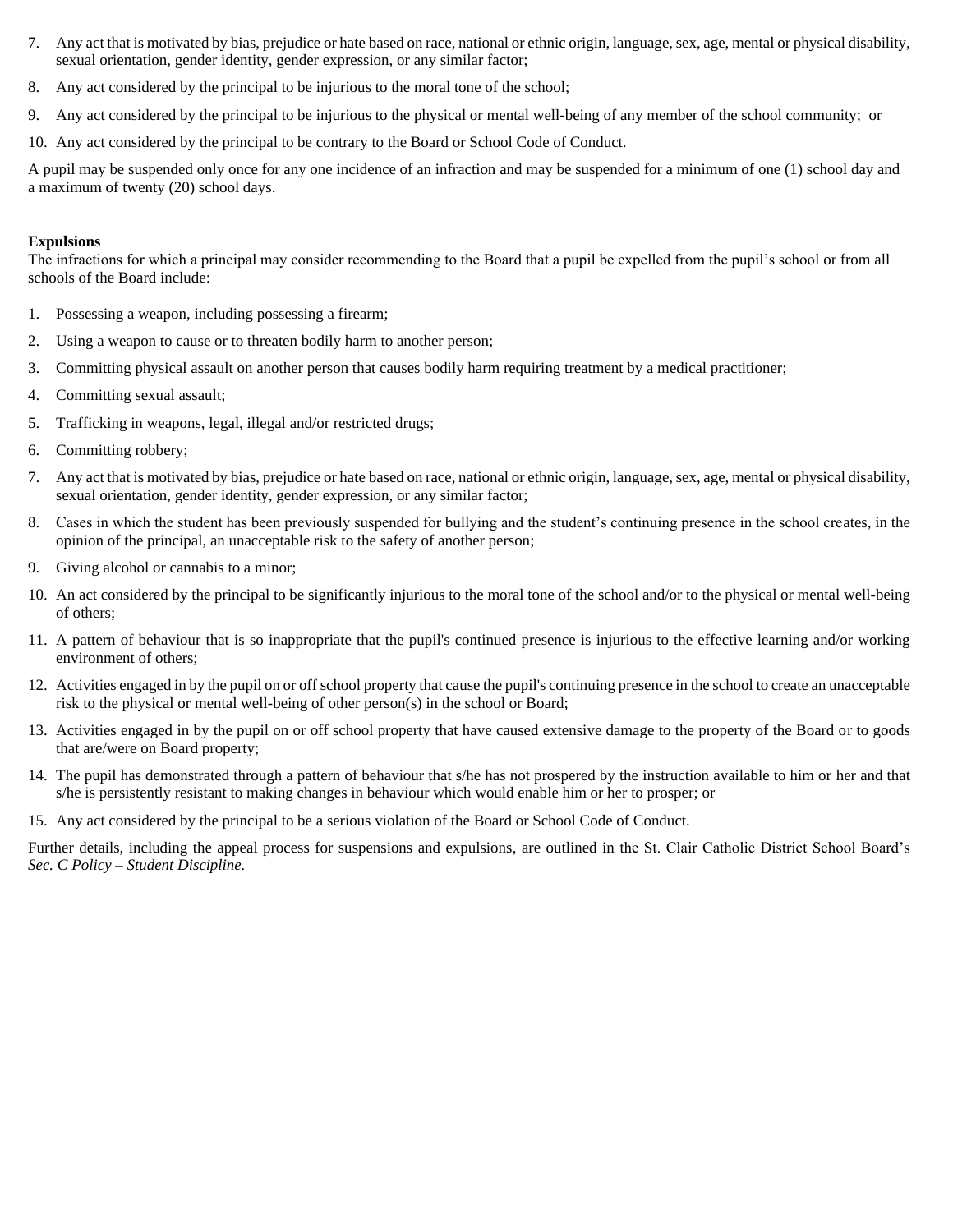7. Any act that is motivated by bias, prejudice or hate based on race, national or ethnic origin, language, sex, age, mental or physical disability, sexual orientation, gender identity, gender expression, or any similar factor;
8. Any act considered by the principal to be injurious to the moral tone of the school;
9. Any act considered by the principal to be injurious to the physical or mental well-being of any member of the school community; or
10. Any act considered by the principal to be contrary to the Board or School Code of Conduct.

A pupil may be suspended only once for any one incidence of an infraction and may be suspended for a minimum of one (1) school day and a maximum of twenty (20) school days.

**Expulsions**

The infractions for which a principal may consider recommending to the Board that a pupil be expelled from the pupil's school or from all schools of the Board include:

1. Possessing a weapon, including possessing a firearm;
2. Using a weapon to cause or to threaten bodily harm to another person;
3. Committing physical assault on another person that causes bodily harm requiring treatment by a medical practitioner;
4. Committing sexual assault;
5. Trafficking in weapons, legal, illegal and/or restricted drugs;
6. Committing robbery;
7. Any act that is motivated by bias, prejudice or hate based on race, national or ethnic origin, language, sex, age, mental or physical disability, sexual orientation, gender identity, gender expression, or any similar factor;
8. Cases in which the student has been previously suspended for bullying and the student's continuing presence in the school creates, in the opinion of the principal, an unacceptable risk to the safety of another person;
9. Giving alcohol or cannabis to a minor;
10. An act considered by the principal to be significantly injurious to the moral tone of the school and/or to the physical or mental well-being of others;
11. A pattern of behaviour that is so inappropriate that the pupil's continued presence is injurious to the effective learning and/or working environment of others;
12. Activities engaged in by the pupil on or off school property that cause the pupil's continuing presence in the school to create an unacceptable risk to the physical or mental well-being of other person(s) in the school or Board;
13. Activities engaged in by the pupil on or off school property that have caused extensive damage to the property of the Board or to goods that are/were on Board property;
14. The pupil has demonstrated through a pattern of behaviour that s/he has not prospered by the instruction available to him or her and that s/he is persistently resistant to making changes in behaviour which would enable him or her to prosper; or
15. Any act considered by the principal to be a serious violation of the Board or School Code of Conduct.

Further details, including the appeal process for suspensions and expulsions, are outlined in the St. Clair Catholic District School Board's *Sec. C Policy – Student Discipline.*